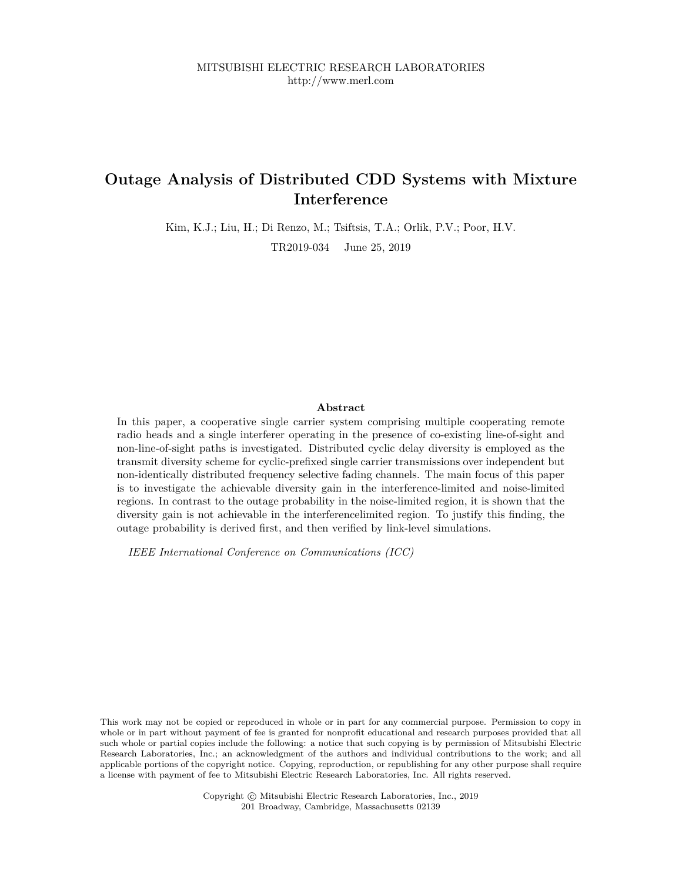MITSUBISHI ELECTRIC RESEARCH LABORATORIES
http://www.merl.com

# Outage Analysis of Distributed CDD Systems with Mixture Interference

Kim, K.J.; Liu, H.; Di Renzo, M.; Tsiftsis, T.A.; Orlik, P.V.; Poor, H.V.

TR2019-034 June 25, 2019

### Abstract

In this paper, a cooperative single carrier system comprising multiple cooperating remote radio heads and a single interferer operating in the presence of co-existing line-of-sight and non-line-of-sight paths is investigated. Distributed cyclic delay diversity is employed as the transmit diversity scheme for cyclic-prefixed single carrier transmissions over independent but non-identically distributed frequency selective fading channels. The main focus of this paper is to investigate the achievable diversity gain in the interference-limited and noise-limited regions. In contrast to the outage probability in the noise-limited region, it is shown that the diversity gain is not achievable in the interferencelimited region. To justify this finding, the outage probability is derived first, and then verified by link-level simulations.

*IEEE International Conference on Communications (ICC)*

This work may not be copied or reproduced in whole or in part for any commercial purpose. Permission to copy in whole or in part without payment of fee is granted for nonprofit educational and research purposes provided that all such whole or partial copies include the following: a notice that such copying is by permission of Mitsubishi Electric Research Laboratories, Inc.; an acknowledgment of the authors and individual contributions to the work; and all applicable portions of the copyright notice. Copying, reproduction, or republishing for any other purpose shall require a license with payment of fee to Mitsubishi Electric Research Laboratories, Inc. All rights reserved.

Copyright © Mitsubishi Electric Research Laboratories, Inc., 2019
201 Broadway, Cambridge, Massachusetts 02139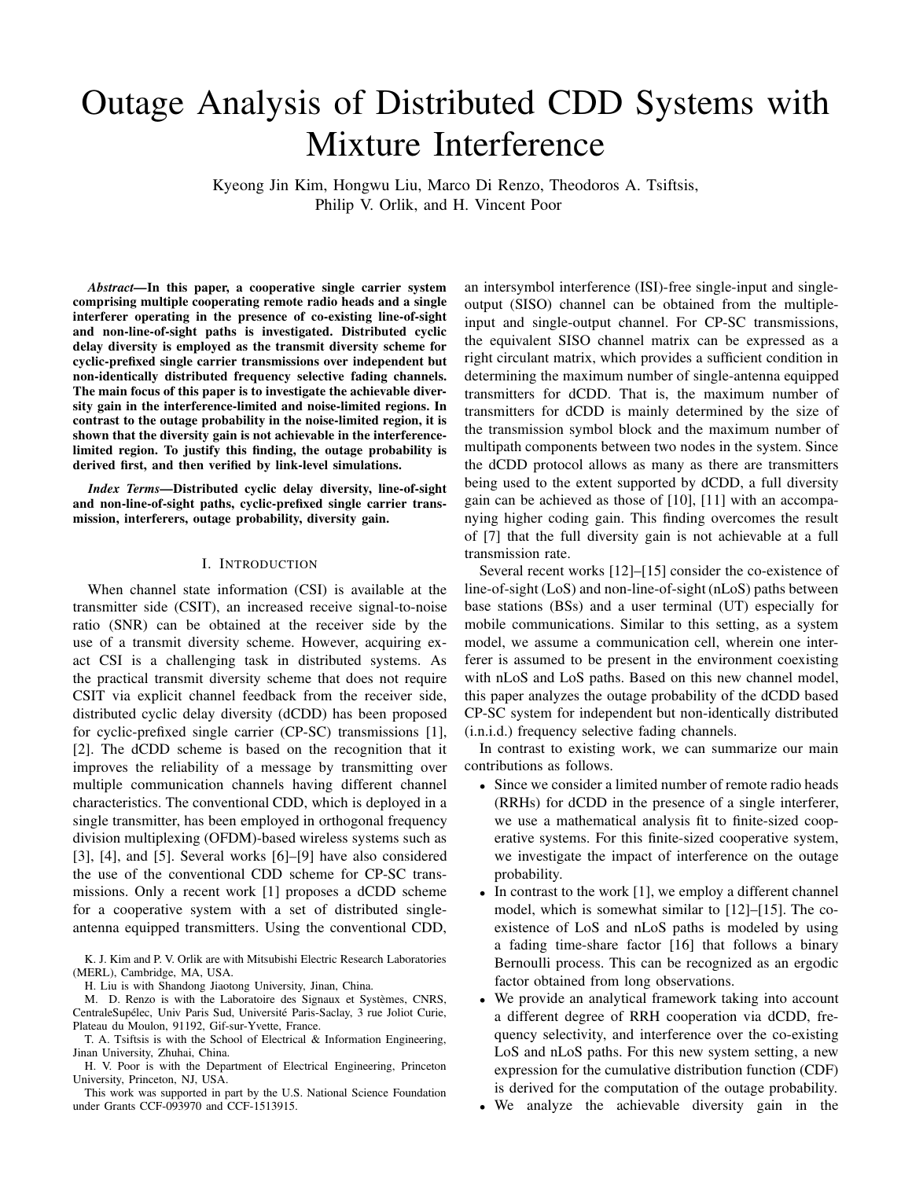# Outage Analysis of Distributed CDD Systems with Mixture Interference

Kyeong Jin Kim, Hongwu Liu, Marco Di Renzo, Theodoros A. Tsiftsis, Philip V. Orlik, and H. Vincent Poor

***Abstract*—In this paper, a cooperative single carrier system comprising multiple cooperating remote radio heads and a single interferer operating in the presence of co-existing line-of-sight and non-line-of-sight paths is investigated. Distributed cyclic delay diversity is employed as the transmit diversity scheme for cyclic-prefixed single carrier transmissions over independent but non-identically distributed frequency selective fading channels. The main focus of this paper is to investigate the achievable diversity gain in the interference-limited and noise-limited regions. In contrast to the outage probability in the noise-limited region, it is shown that the diversity gain is not achievable in the interference-limited region. To justify this finding, the outage probability is derived first, and then verified by link-level simulations.**

***Index Terms*—Distributed cyclic delay diversity, line-of-sight and non-line-of-sight paths, cyclic-prefixed single carrier transmission, interferers, outage probability, diversity gain.**

## I. Introduction

When channel state information (CSI) is available at the transmitter side (CSIT), an increased receive signal-to-noise ratio (SNR) can be obtained at the receiver side by the use of a transmit diversity scheme. However, acquiring exact CSI is a challenging task in distributed systems. As the practical transmit diversity scheme that does not require CSIT via explicit channel feedback from the receiver side, distributed cyclic delay diversity (dCDD) has been proposed for cyclic-prefixed single carrier (CP-SC) transmissions [1], [2]. The dCDD scheme is based on the recognition that it improves the reliability of a message by transmitting over multiple communication channels having different channel characteristics. The conventional CDD, which is deployed in a single transmitter, has been employed in orthogonal frequency division multiplexing (OFDM)-based wireless systems such as [3], [4], and [5]. Several works [6]–[9] have also considered the use of the conventional CDD scheme for CP-SC transmissions. Only a recent work [1] proposes a dCDD scheme for a cooperative system with a set of distributed single-antenna equipped transmitters. Using the conventional CDD, an intersymbol interference (ISI)-free single-input and single-output (SISO) channel can be obtained from the multiple-input and single-output channel. For CP-SC transmissions, the equivalent SISO channel matrix can be expressed as a right circulant matrix, which provides a sufficient condition in determining the maximum number of single-antenna equipped transmitters for dCDD. That is, the maximum number of transmitters for dCDD is mainly determined by the size of the transmission symbol block and the maximum number of multipath components between two nodes in the system. Since the dCDD protocol allows as many as there are transmitters being used to the extent supported by dCDD, a full diversity gain can be achieved as those of [10], [11] with an accompanying higher coding gain. This finding overcomes the result of [7] that the full diversity gain is not achievable at a full transmission rate.

Several recent works [12]–[15] consider the co-existence of line-of-sight (LoS) and non-line-of-sight (nLoS) paths between base stations (BSs) and a user terminal (UT) especially for mobile communications. Similar to this setting, as a system model, we assume a communication cell, wherein one interferer is assumed to be present in the environment coexisting with nLoS and LoS paths. Based on this new channel model, this paper analyzes the outage probability of the dCDD based CP-SC system for independent but non-identically distributed (i.n.i.d.) frequency selective fading channels.

In contrast to existing work, we can summarize our main contributions as follows.

- Since we consider a limited number of remote radio heads (RRHs) for dCDD in the presence of a single interferer, we use a mathematical analysis fit to finite-sized cooperative systems. For this finite-sized cooperative system, we investigate the impact of interference on the outage probability.
- In contrast to the work [1], we employ a different channel model, which is somewhat similar to [12]–[15]. The co-existence of LoS and nLoS paths is modeled by using a fading time-share factor [16] that follows a binary Bernoulli process. This can be recognized as an ergodic factor obtained from long observations.
- We provide an analytical framework taking into account a different degree of RRH cooperation via dCDD, frequency selectivity, and interference over the co-existing LoS and nLoS paths. For this new system setting, a new expression for the cumulative distribution function (CDF) is derived for the computation of the outage probability.
- We analyze the achievable diversity gain in the

K. J. Kim and P. V. Orlik are with Mitsubishi Electric Research Laboratories (MERL), Cambridge, MA, USA.

H. Liu is with Shandong Jiaotong University, Jinan, China.

M. D. Renzo is with the Laboratoire des Signaux et Systèmes, CNRS, CentraleSupélec, Univ Paris Sud, Université Paris-Saclay, 3 rue Joliot Curie, Plateau du Moulon, 91192, Gif-sur-Yvette, France.

T. A. Tsiftsis is with the School of Electrical & Information Engineering, Jinan University, Zhuhai, China.

H. V. Poor is with the Department of Electrical Engineering, Princeton University, Princeton, NJ, USA.

This work was supported in part by the U.S. National Science Foundation under Grants CCF-093970 and CCF-1513915.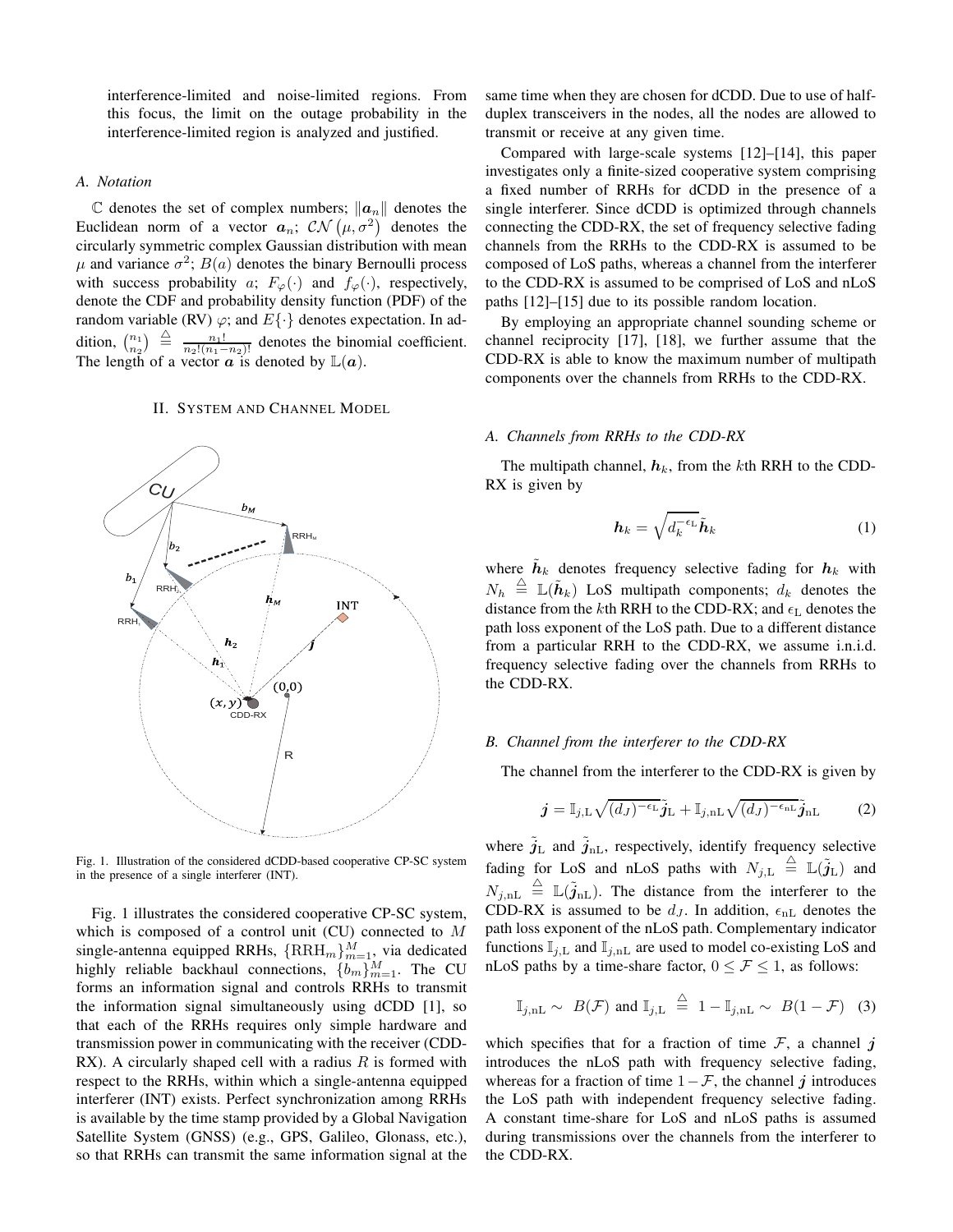interference-limited and noise-limited regions. From this focus, the limit on the outage probability in the interference-limited region is analyzed and justified.

### A. Notation

$\mathbb{C}$ denotes the set of complex numbers; $\|\boldsymbol{a}_n\|$ denotes the Euclidean norm of a vector $\boldsymbol{a}_n$; $\mathcal{CN}(\mu, \sigma^2)$ denotes the circularly symmetric complex Gaussian distribution with mean $\mu$ and variance $\sigma^2$; $B(a)$ denotes the binary Bernoulli process with success probability $a$; $F_\varphi(\cdot)$ and $f_\varphi(\cdot)$, respectively, denote the CDF and probability density function (PDF) of the random variable (RV) $\varphi$; and $E\{\cdot\}$ denotes expectation. In addition, $\binom{n_1}{n_2} \triangleq \frac{n_1!}{n_2!(n_1-n_2)!}$ denotes the binomial coefficient. The length of a vector $\boldsymbol{a}$ is denoted by $\mathbb{L}(\boldsymbol{a})$.

## II. System and Channel Model

Fig. 1. Illustration of the considered dCDD-based cooperative CP-SC system in the presence of a single interferer (INT).

Fig. 1 illustrates the considered cooperative CP-SC system, which is composed of a control unit (CU) connected to $M$ single-antenna equipped RRHs, $\{\text{RRH}_m\}_{m=1}^M$, via dedicated highly reliable backhaul connections, $\{b_m\}_{m=1}^M$. The CU forms an information signal and controls RRHs to transmit the information signal simultaneously using dCDD [1], so that each of the RRHs requires only simple hardware and transmission power in communicating with the receiver (CDD-RX). A circularly shaped cell with a radius $R$ is formed with respect to the RRHs, within which a single-antenna equipped interferer (INT) exists. Perfect synchronization among RRHs is available by the time stamp provided by a Global Navigation Satellite System (GNSS) (e.g., GPS, Galileo, Glonass, etc.), so that RRHs can transmit the same information signal at the same time when they are chosen for dCDD. Due to use of half-duplex transceivers in the nodes, all the nodes are allowed to transmit or receive at any given time.

Compared with large-scale systems [12]–[14], this paper investigates only a finite-sized cooperative system comprising a fixed number of RRHs for dCDD in the presence of a single interferer. Since dCDD is optimized through channels connecting the CDD-RX, the set of frequency selective fading channels from the RRHs to the CDD-RX is assumed to be composed of LoS paths, whereas a channel from the interferer to the CDD-RX is assumed to be comprised of LoS and nLoS paths [12]–[15] due to its possible random location.

By employing an appropriate channel sounding scheme or channel reciprocity [17], [18], we further assume that the CDD-RX is able to know the maximum number of multipath components over the channels from RRHs to the CDD-RX.

### A. Channels from RRHs to the CDD-RX

The multipath channel, $\boldsymbol{h}_k$, from the $k$th RRH to the CDD-RX is given by

$$\boldsymbol{h}_k = \sqrt{d_k^{-\epsilon_{\mathrm{L}}}}\tilde{\boldsymbol{h}}_k \tag{1}$$

where $\tilde{\boldsymbol{h}}_k$ denotes frequency selective fading for $\boldsymbol{h}_k$ with $N_h \triangleq \mathbb{L}(\tilde{\boldsymbol{h}}_k)$ LoS multipath components; $d_k$ denotes the distance from the $k$th RRH to the CDD-RX; and $\epsilon_{\mathrm{L}}$ denotes the path loss exponent of the LoS path. Due to a different distance from a particular RRH to the CDD-RX, we assume i.n.i.d. frequency selective fading over the channels from RRHs to the CDD-RX.

### B. Channel from the interferer to the CDD-RX

The channel from the interferer to the CDD-RX is given by

$$\boldsymbol{j} = \mathbb{I}_{j,\mathrm{L}}\sqrt{(d_J)^{-\epsilon_{\mathrm{L}}}}\tilde{\boldsymbol{j}}_{\mathrm{L}} + \mathbb{I}_{j,\mathrm{nL}}\sqrt{(d_J)^{-\epsilon_{\mathrm{nL}}}}\tilde{\boldsymbol{j}}_{\mathrm{nL}} \tag{2}$$

where $\tilde{\boldsymbol{j}}_{\mathrm{L}}$ and $\tilde{\boldsymbol{j}}_{\mathrm{nL}}$, respectively, identify frequency selective fading for LoS and nLoS paths with $N_{j,\mathrm{L}} \triangleq \mathbb{L}(\tilde{\boldsymbol{j}}_{\mathrm{L}})$ and $N_{j,\mathrm{nL}} \triangleq \mathbb{L}(\tilde{\boldsymbol{j}}_{\mathrm{nL}})$. The distance from the interferer to the CDD-RX is assumed to be $d_J$. In addition, $\epsilon_{\mathrm{nL}}$ denotes the path loss exponent of the nLoS path. Complementary indicator functions $\mathbb{I}_{j,\mathrm{L}}$ and $\mathbb{I}_{j,\mathrm{nL}}$ are used to model co-existing LoS and nLoS paths by a time-share factor, $0 \leq \mathcal{F} \leq 1$, as follows:

$$\mathbb{I}_{j,\mathrm{nL}} \sim\ B(\mathcal{F}) \text{ and } \mathbb{I}_{j,\mathrm{L}}\ \triangleq\ 1 - \mathbb{I}_{j,\mathrm{nL}} \sim\ B(1-\mathcal{F}) \tag{3}$$

which specifies that for a fraction of time $\mathcal{F}$, a channel $\boldsymbol{j}$ introduces the nLoS path with frequency selective fading, whereas for a fraction of time $1-\mathcal{F}$, the channel $\boldsymbol{j}$ introduces the LoS path with independent frequency selective fading. A constant time-share for LoS and nLoS paths is assumed during transmissions over the channels from the interferer to the CDD-RX.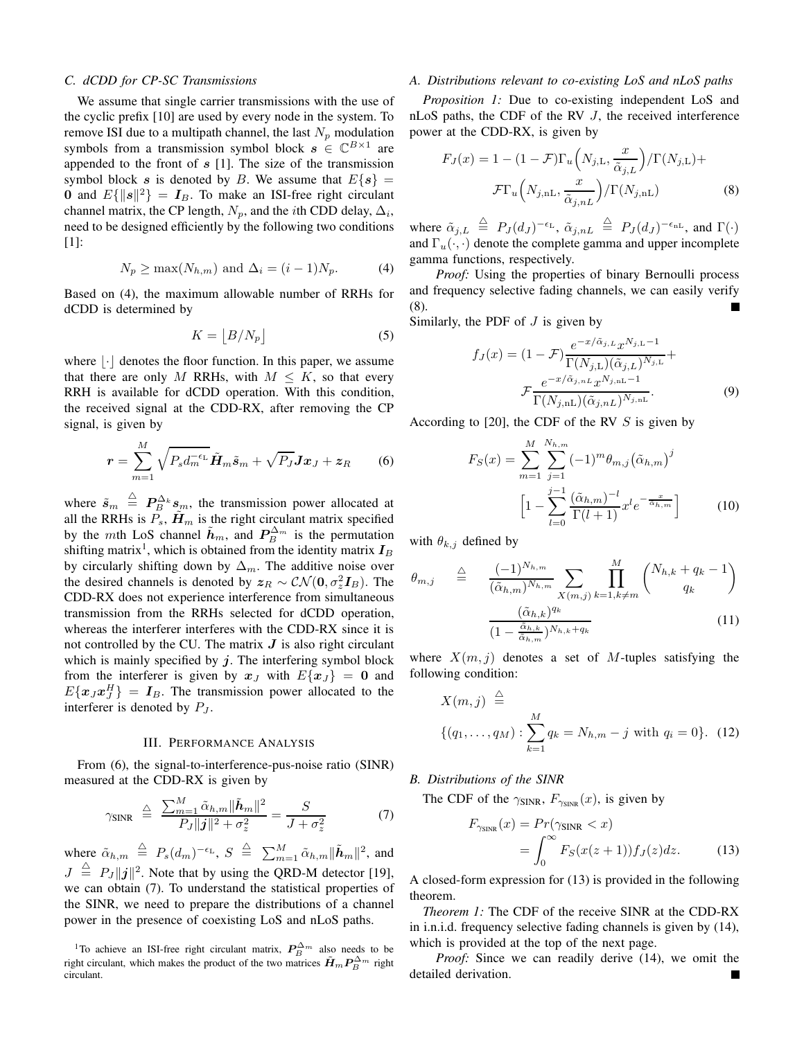### C. dCDD for CP-SC Transmissions

We assume that single carrier transmissions with the use of the cyclic prefix [10] are used by every node in the system. To remove ISI due to a multipath channel, the last $N_p$ modulation symbols from a transmission symbol block $\boldsymbol{s} \in \mathbb{C}^{B\times 1}$ are appended to the front of $\boldsymbol{s}$ [1]. The size of the transmission symbol block $\boldsymbol{s}$ is denoted by $B$. We assume that $E\{\boldsymbol{s}\} = \boldsymbol{0}$ and $E\{\|\boldsymbol{s}\|^2\} = \boldsymbol{I}_B$. To make an ISI-free right circulant channel matrix, the CP length, $N_p$, and the $i$th CDD delay, $\Delta_i$, need to be designed efficiently by the following two conditions [1]:

$$N_p \geq \max(N_{h,m}) \text{ and } \Delta_i = (i-1)N_p. \tag{4}$$

Based on (4), the maximum allowable number of RRHs for dCDD is determined by

$$K = \lfloor B/N_p \rfloor \tag{5}$$

where $\lfloor\cdot\rfloor$ denotes the floor function. In this paper, we assume that there are only $M$ RRHs, with $M \leq K$, so that every RRH is available for dCDD operation. With this condition, the received signal at the CDD-RX, after removing the CP signal, is given by

$$\boldsymbol{r} = \sum_{m=1}^{M} \sqrt{P_s d_m^{-\epsilon_{\rm L}}}\tilde{\boldsymbol{H}}_m \tilde{\boldsymbol{s}}_m + \sqrt{P_J}\boldsymbol{J}\boldsymbol{x}_J + \boldsymbol{z}_R \tag{6}$$

where $\tilde{\boldsymbol{s}}_m \triangleq \boldsymbol{P}_B^{\Delta_k}\boldsymbol{s}_m$, the transmission power allocated at all the RRHs is $P_s$, $\tilde{\boldsymbol{H}}_m$ is the right circulant matrix specified by the $m$th LoS channel $\tilde{\boldsymbol{h}}_m$, and $\boldsymbol{P}_B^{\Delta_m}$ is the permutation shifting matrix[1], which is obtained from the identity matrix $\boldsymbol{I}_B$ by circularly shifting down by $\Delta_m$. The additive noise over the desired channels is denoted by $\boldsymbol{z}_R \sim \mathcal{CN}(\boldsymbol{0}, \sigma_z^2\boldsymbol{I}_B)$. The CDD-RX does not experience interference from simultaneous transmission from the RRHs selected for dCDD operation, whereas the interferer interferes with the CDD-RX since it is not controlled by the CU. The matrix $\boldsymbol{J}$ is also right circulant which is mainly specified by $\boldsymbol{j}$. The interfering symbol block from the interferer is given by $\boldsymbol{x}_J$ with $E\{\boldsymbol{x}_J\} = \boldsymbol{0}$ and $E\{\boldsymbol{x}_J\boldsymbol{x}_J^H\} = \boldsymbol{I}_B$. The transmission power allocated to the interferer is denoted by $P_J$.

## III. Performance Analysis

From (6), the signal-to-interference-pus-noise ratio (SINR) measured at the CDD-RX is given by

$$\gamma_{\rm SINR} \triangleq \frac{\sum_{m=1}^{M}\tilde{\alpha}_{h,m}\|\tilde{\boldsymbol{h}}_m\|^2}{P_J\|\boldsymbol{j}\|^2 + \sigma_z^2} = \frac{S}{J+\sigma_z^2} \tag{7}$$

where $\tilde{\alpha}_{h,m} \triangleq P_s(d_m)^{-\epsilon_{\rm L}}$, $S \triangleq \sum_{m=1}^{M}\tilde{\alpha}_{h,m}\|\tilde{\boldsymbol{h}}_m\|^2$, and $J \triangleq P_J\|\boldsymbol{j}\|^2$. Note that by using the QRD-M detector [19], we can obtain (7). To understand the statistical properties of the SINR, we need to prepare the distributions of a channel power in the presence of coexisting LoS and nLoS paths.

[1]To achieve an ISI-free right circulant matrix, $\boldsymbol{P}_B^{\Delta_m}$ also needs to be right circulant, which makes the product of the two matrices $\tilde{\boldsymbol{H}}_m\boldsymbol{P}_B^{\Delta_m}$ right circulant.

### A. Distributions relevant to co-existing LoS and nLoS paths

*Proposition 1:* Due to co-existing independent LoS and nLoS paths, the CDF of the RV $J$, the received interference power at the CDD-RX, is given by

$$F_J(x) = 1 - (1-\mathcal{F})\Gamma_u\Big(N_{j,\rm L}, \frac{x}{\tilde{\alpha}_{j,L}}\Big)/\Gamma(N_{j,\rm L}) + \mathcal{F}\Gamma_u\Big(N_{j,\rm nL}, \frac{x}{\tilde{\alpha}_{j,nL}}\Big)/\Gamma(N_{j,\rm nL}) \tag{8}$$

where $\tilde{\alpha}_{j,L} \triangleq P_J(d_J)^{-\epsilon_{\rm L}}$, $\tilde{\alpha}_{j,nL} \triangleq P_J(d_J)^{-\epsilon_{\rm nL}}$, and $\Gamma(\cdot)$ and $\Gamma_u(\cdot,\cdot)$ denote the complete gamma and upper incomplete gamma functions, respectively.

*Proof:* Using the properties of binary Bernoulli process and frequency selective fading channels, we can easily verify (8). ■

Similarly, the PDF of $J$ is given by

$$f_J(x) = (1-\mathcal{F})\frac{e^{-x/\tilde{\alpha}_{j,L}}x^{N_{j,\rm L}-1}}{\Gamma(N_{j,\rm L})(\tilde{\alpha}_{j,L})^{N_{j,\rm L}}} + \mathcal{F}\frac{e^{-x/\tilde{\alpha}_{j,nL}}x^{N_{j,\rm nL}-1}}{\Gamma(N_{j,\rm nL})(\tilde{\alpha}_{j,nL})^{N_{j,\rm nL}}}. \tag{9}$$

According to [20], the CDF of the RV $S$ is given by

$$F_S(x) = \sum_{m=1}^{M}\sum_{j=1}^{N_{h,m}}(-1)^m\theta_{m,j}\big(\tilde{\alpha}_{h,m}\big)^j \Big[1 - \sum_{l=0}^{j-1}\frac{(\tilde{\alpha}_{h,m})^{-l}}{\Gamma(l+1)}x^l e^{-\frac{x}{\tilde{\alpha}_{h,m}}}\Big] \tag{10}$$

with $\theta_{k,j}$ defined by

$$\theta_{m,j} \triangleq \frac{(-1)^{N_{h,m}}}{(\tilde{\alpha}_{h,m})^{N_{h,m}}}\sum_{X(m,j)}\prod_{k=1,k\neq m}^{M}\binom{N_{h,k}+q_k-1}{q_k}\frac{(\tilde{\alpha}_{h,k})^{q_k}}{(1-\frac{\tilde{\alpha}_{h,k}}{\tilde{\alpha}_{h,m}})^{N_{h,k}+q_k}} \tag{11}$$

where $X(m,j)$ denotes a set of $M$-tuples satisfying the following condition:

$$X(m,j) \triangleq \{(q_1,\ldots,q_M) : \sum_{k=1}^{M} q_k = N_{h,m} - j \text{ with } q_i = 0\}. \tag{12}$$

### B. Distributions of the SINR

The CDF of the $\gamma_{\rm SINR}$, $F_{\gamma_{\rm SINR}}(x)$, is given by

$$F_{\gamma_{\rm SINR}}(x) = Pr(\gamma_{\rm SINR} < x) = \int_0^\infty F_S(x(z+1))f_J(z)dz. \tag{13}$$

A closed-form expression for (13) is provided in the following theorem.

*Theorem 1:* The CDF of the receive SINR at the CDD-RX in i.n.i.d. frequency selective fading channels is given by (14), which is provided at the top of the next page.

*Proof:* Since we can readily derive (14), we omit the detailed derivation. ■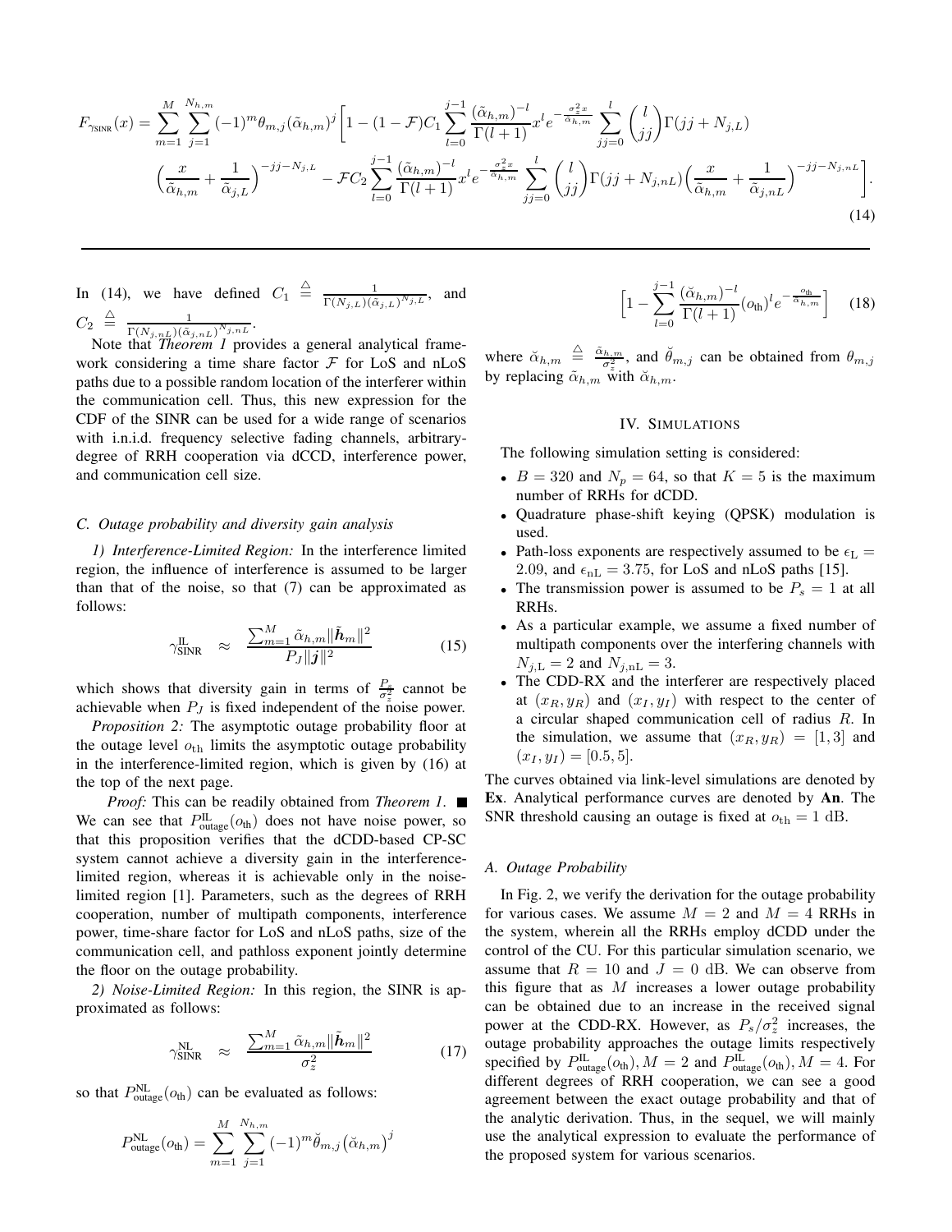$$
F_{\gamma_{\text{SINR}}}(x) = \sum_{m=1}^{M} \sum_{j=1}^{N_{h,m}} (-1)^m \theta_{m,j} (\tilde{\alpha}_{h,m})^j \Bigg[ 1 - (1-\mathcal{F}) C_1 \sum_{l=0}^{j-1} \frac{(\tilde{\alpha}_{h,m})^{-l}}{\Gamma(l+1)} x^l e^{-\frac{\sigma_z^2 x}{\tilde{\alpha}_{h,m}}} \sum_{jj=0}^{l} \binom{l}{jj} \Gamma(jj + N_{j,L})
$$
$$
\Big( \frac{x}{\tilde{\alpha}_{h,m}} + \frac{1}{\tilde{\alpha}_{j,L}} \Big)^{-jj - N_{j,L}} - \mathcal{F} C_2 \sum_{l=0}^{j-1} \frac{(\tilde{\alpha}_{h,m})^{-l}}{\Gamma(l+1)} x^l e^{-\frac{\sigma_z^2 x}{\tilde{\alpha}_{h,m}}} \sum_{jj=0}^{l} \binom{l}{jj} \Gamma(jj + N_{j,nL}) \Big( \frac{x}{\tilde{\alpha}_{h,m}} + \frac{1}{\tilde{\alpha}_{j,nL}} \Big)^{-jj - N_{j,nL}} \Bigg]. \tag{14}
$$

In (14), we have defined $C_1 \triangleq \frac{1}{\Gamma(N_{j,L})(\tilde{\alpha}_{j,L})^{N_{j,L}}}$, and $C_2 \triangleq \frac{1}{\Gamma(N_{j,nL})(\tilde{\alpha}_{j,nL})^{N_{j,nL}}}$.

Note that *Theorem 1* provides a general analytical framework considering a time share factor $\mathcal{F}$ for LoS and nLoS paths due to a possible random location of the interferer within the communication cell. Thus, this new expression for the CDF of the SINR can be used for a wide range of scenarios with i.n.i.d. frequency selective fading channels, arbitrary-degree of RRH cooperation via dCCD, interference power, and communication cell size.

### C. Outage probability and diversity gain analysis

*1) Interference-Limited Region:* In the interference limited region, the influence of interference is assumed to be larger than that of the noise, so that (7) can be approximated as follows:

$$
\gamma_{\text{SINR}}^{\text{IL}} \approx \frac{\sum_{m=1}^{M} \tilde{\alpha}_{h,m} \|\tilde{\boldsymbol{h}}_m\|^2}{P_J \|\boldsymbol{j}\|^2} \tag{15}
$$

which shows that diversity gain in terms of $\frac{P_s}{\sigma_z^2}$ cannot be achievable when $P_J$ is fixed independent of the noise power.

*Proposition 2:* The asymptotic outage probability floor at the outage level $o_{\text{th}}$ limits the asymptotic outage probability in the interference-limited region, which is given by (16) at the top of the next page.

*Proof:* This can be readily obtained from *Theorem 1*. ■

We can see that $P_{\text{outage}}^{\text{IL}}(o_{\text{th}})$ does not have noise power, so that this proposition verifies that the dCDD-based CP-SC system cannot achieve a diversity gain in the interference-limited region, whereas it is achievable only in the noise-limited region [1]. Parameters, such as the degrees of RRH cooperation, number of multipath components, interference power, time-share factor for LoS and nLoS paths, size of the communication cell, and pathloss exponent jointly determine the floor on the outage probability.

*2) Noise-Limited Region:* In this region, the SINR is approximated as follows:

$$
\gamma_{\text{SINR}}^{\text{NL}} \approx \frac{\sum_{m=1}^{M} \tilde{\alpha}_{h,m} \|\tilde{\boldsymbol{h}}_m\|^2}{\sigma_z^2} \tag{17}
$$

so that $P_{\text{outage}}^{\text{NL}}(o_{\text{th}})$ can be evaluated as follows:

$$
P_{\text{outage}}^{\text{NL}}(o_{\text{th}}) = \sum_{m=1}^{M} \sum_{j=1}^{N_{h,m}} (-1)^m \breve{\theta}_{m,j} \big(\breve{\alpha}_{h,m}\big)^j \Big[ 1 - \sum_{l=0}^{j-1} \frac{(\breve{\alpha}_{h,m})^{-l}}{\Gamma(l+1)} (o_{\text{th}})^l e^{-\frac{o_{\text{th}}}{\breve{\alpha}_{h,m}}} \Big] \tag{18}
$$

where $\breve{\alpha}_{h,m} \triangleq \frac{\tilde{\alpha}_{h,m}}{\sigma_z^2}$, and $\breve{\theta}_{m,j}$ can be obtained from $\theta_{m,j}$ by replacing $\tilde{\alpha}_{h,m}$ with $\breve{\alpha}_{h,m}$.

## IV. Simulations

The following simulation setting is considered:

- $B = 320$ and $N_p = 64$, so that $K = 5$ is the maximum number of RRHs for dCDD.
- Quadrature phase-shift keying (QPSK) modulation is used.
- Path-loss exponents are respectively assumed to be $\epsilon_{\text{L}} = 2.09$, and $\epsilon_{\text{nL}} = 3.75$, for LoS and nLoS paths [15].
- The transmission power is assumed to be $P_s = 1$ at all RRHs.
- As a particular example, we assume a fixed number of multipath components over the interfering channels with $N_{j,\text{L}} = 2$ and $N_{j,\text{nL}} = 3$.
- The CDD-RX and the interferer are respectively placed at $(x_R, y_R)$ and $(x_I, y_I)$ with respect to the center of a circular shaped communication cell of radius $R$. In the simulation, we assume that $(x_R, y_R) = [1, 3]$ and $(x_I, y_I) = [0.5, 5]$.

The curves obtained via link-level simulations are denoted by **Ex**. Analytical performance curves are denoted by **An**. The SNR threshold causing an outage is fixed at $o_{\text{th}} = 1$ dB.

### A. Outage Probability

In Fig. 2, we verify the derivation for the outage probability for various cases. We assume $M = 2$ and $M = 4$ RRHs in the system, wherein all the RRHs employ dCDD under the control of the CU. For this particular simulation scenario, we assume that $R = 10$ and $J = 0$ dB. We can observe from this figure that as $M$ increases a lower outage probability can be obtained due to an increase in the received signal power at the CDD-RX. However, as $P_s/\sigma_z^2$ increases, the outage probability approaches the outage limits respectively specified by $P_{\text{outage}}^{\text{IL}}(o_{\text{th}}), M = 2$ and $P_{\text{outage}}^{\text{IL}}(o_{\text{th}}), M = 4$. For different degrees of RRH cooperation, we can see a good agreement between the exact outage probability and that of the analytic derivation. Thus, in the sequel, we will mainly use the analytical expression to evaluate the performance of the proposed system for various scenarios.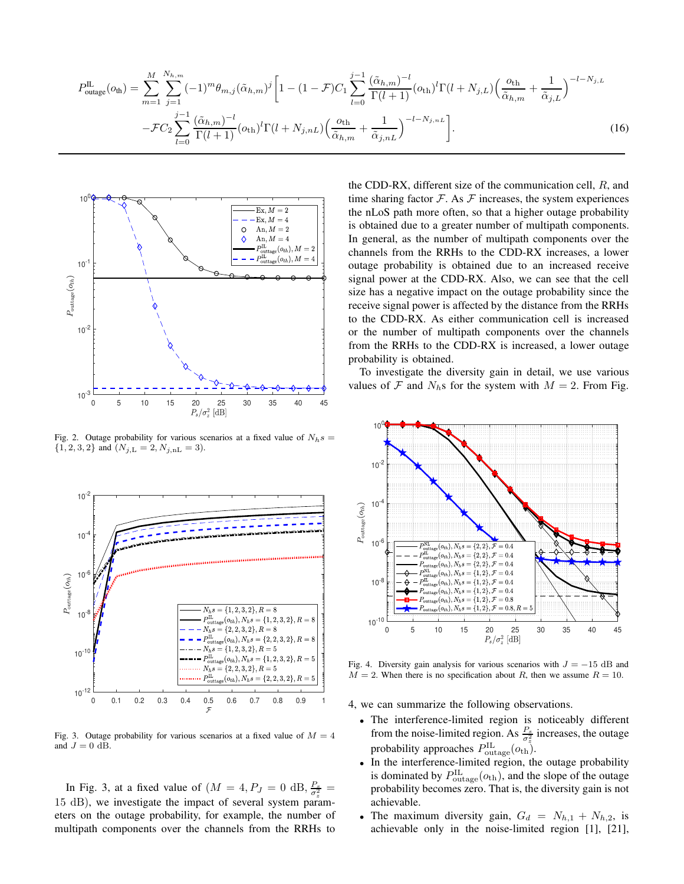$$P^{\mathrm{IL}}_{\mathrm{outage}}(o_{\mathrm{th}}) = \sum_{m=1}^{M} \sum_{j=1}^{N_{h,m}} (-1)^m \theta_{m,j} (\tilde{\alpha}_{h,m})^j \Bigg[ 1 - (1-\mathcal{F}) C_1 \sum_{l=0}^{j-1} \frac{(\tilde{\alpha}_{h,m})^{-l}}{\Gamma(l+1)} (o_{\mathrm{th}})^l \Gamma(l+N_{j,L}) \Big( \frac{o_{\mathrm{th}}}{\tilde{\alpha}_{h,m}} + \frac{1}{\tilde{\alpha}_{j,L}} \Big)^{-l-N_{j,L}}$$
$$- \mathcal{F} C_2 \sum_{l=0}^{j-1} \frac{(\tilde{\alpha}_{h,m})^{-l}}{\Gamma(l+1)} (o_{\mathrm{th}})^l \Gamma(l+N_{j,nL}) \Big( \frac{o_{\mathrm{th}}}{\tilde{\alpha}_{h,m}} + \frac{1}{\tilde{\alpha}_{j,nL}} \Big)^{-l-N_{j,nL}} \Bigg]. \quad (16)$$

Fig. 2. Outage probability for various scenarios at a fixed value of $N_h s = \{1, 2, 3, 2\}$ and $(N_{j,\mathrm{L}} = 2, N_{j,\mathrm{nL}} = 3)$.

Fig. 3. Outage probability for various scenarios at a fixed value of $M = 4$ and $J = 0$ dB.

In Fig. 3, at a fixed value of ($M = 4, P_J = 0$ dB, $\frac{P_s}{\sigma_z^2} = 15$ dB), we investigate the impact of several system parameters on the outage probability, for example, the number of multipath components over the channels from the RRHs to the CDD-RX, different size of the communication cell, $R$, and time sharing factor $\mathcal{F}$. As $\mathcal{F}$ increases, the system experiences the nLoS path more often, so that a higher outage probability is obtained due to a greater number of multipath components. In general, as the number of multipath components over the channels from the RRHs to the CDD-RX increases, a lower outage probability is obtained due to an increased receive signal power at the CDD-RX. Also, we can see that the cell size has a negative impact on the outage probability since the receive signal power is affected by the distance from the RRHs to the CDD-RX. As either communication cell is increased or the number of multipath components over the channels from the RRHs to the CDD-RX is increased, a lower outage probability is obtained.

To investigate the diversity gain in detail, we use various values of $\mathcal{F}$ and $N_h$s for the system with $M = 2$. From Fig. 4, we can summarize the following observations.

Fig. 4. Diversity gain analysis for various scenarios with $J = -15$ dB and $M = 2$. When there is no specification about $R$, then we assume $R = 10$.

- The interference-limited region is noticeably different from the noise-limited region. As $\frac{P_s}{\sigma_z^2}$ increases, the outage probability approaches $P^{\mathrm{IL}}_{\mathrm{outage}}(o_{\mathrm{th}})$.
- In the interference-limited region, the outage probability is dominated by $P^{\mathrm{IL}}_{\mathrm{outage}}(o_{\mathrm{th}})$, and the slope of the outage probability becomes zero. That is, the diversity gain is not achievable.
- The maximum diversity gain, $G_d = N_{h,1} + N_{h,2}$, is achievable only in the noise-limited region [1], [21],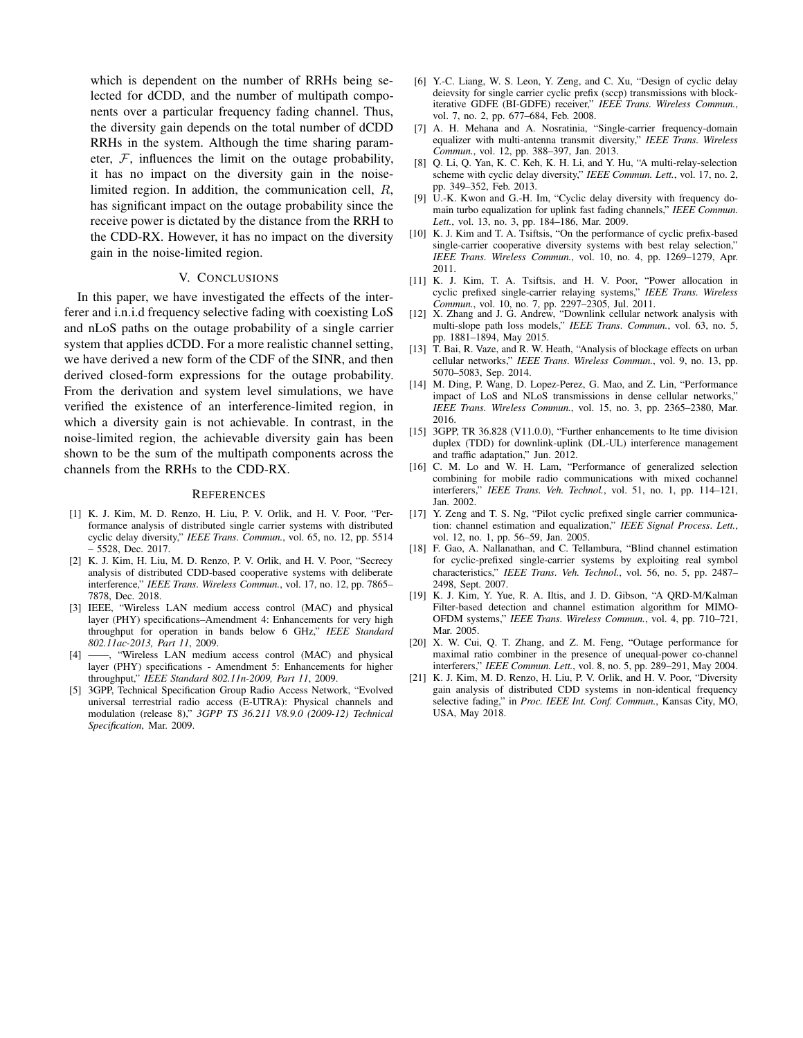which is dependent on the number of RRHs being selected for dCDD, and the number of multipath components over a particular frequency fading channel. Thus, the diversity gain depends on the total number of dCDD RRHs in the system. Although the time sharing parameter, $\mathcal{F}$, influences the limit on the outage probability, it has no impact on the diversity gain in the noise-limited region. In addition, the communication cell, $R$, has significant impact on the outage probability since the receive power is dictated by the distance from the RRH to the CDD-RX. However, it has no impact on the diversity gain in the noise-limited region.

## V. Conclusions

In this paper, we have investigated the effects of the interferer and i.n.i.d frequency selective fading with coexisting LoS and nLoS paths on the outage probability of a single carrier system that applies dCDD. For a more realistic channel setting, we have derived a new form of the CDF of the SINR, and then derived closed-form expressions for the outage probability. From the derivation and system level simulations, we have verified the existence of an interference-limited region, in which a diversity gain is not achievable. In contrast, in the noise-limited region, the achievable diversity gain has been shown to be the sum of the multipath components across the channels from the RRHs to the CDD-RX.

## References

[1] K. J. Kim, M. D. Renzo, H. Liu, P. V. Orlik, and H. V. Poor, "Performance analysis of distributed single carrier systems with distributed cyclic delay diversity," *IEEE Trans. Commun.*, vol. 65, no. 12, pp. 5514 – 5528, Dec. 2017.

[2] K. J. Kim, H. Liu, M. D. Renzo, P. V. Orlik, and H. V. Poor, "Secrecy analysis of distributed CDD-based cooperative systems with deliberate interference," *IEEE Trans. Wireless Commun.*, vol. 17, no. 12, pp. 7865–7878, Dec. 2018.

[3] IEEE, "Wireless LAN medium access control (MAC) and physical layer (PHY) specifications–Amendment 4: Enhancements for very high throughput for operation in bands below 6 GHz," *IEEE Standard 802.11ac-2013, Part 11*, 2009.

[4] ——, "Wireless LAN medium access control (MAC) and physical layer (PHY) specifications - Amendment 5: Enhancements for higher throughput," *IEEE Standard 802.11n-2009, Part 11*, 2009.

[5] 3GPP, Technical Specification Group Radio Access Network, "Evolved universal terrestrial radio access (E-UTRA): Physical channels and modulation (release 8)," *3GPP TS 36.211 V8.9.0 (2009-12) Technical Specification*, Mar. 2009.

[6] Y.-C. Liang, W. S. Leon, Y. Zeng, and C. Xu, "Design of cyclic delay deievsity for single carrier cyclic prefix (sccp) transmissions with block-iterative GDFE (BI-GDFE) receiver," *IEEE Trans. Wireless Commun.*, vol. 7, no. 2, pp. 677–684, Feb. 2008.

[7] A. H. Mehana and A. Nosratinia, "Single-carrier frequency-domain equalizer with multi-antenna transmit diversity," *IEEE Trans. Wireless Commun.*, vol. 12, pp. 388–397, Jan. 2013.

[8] Q. Li, Q. Yan, K. C. Keh, K. H. Li, and Y. Hu, "A multi-relay-selection scheme with cyclic delay diversity," *IEEE Commun. Lett.*, vol. 17, no. 2, pp. 349–352, Feb. 2013.

[9] U.-K. Kwon and G.-H. Im, "Cyclic delay diversity with frequency domain turbo equalization for uplink fast fading channels," *IEEE Commun. Lett.*, vol. 13, no. 3, pp. 184–186, Mar. 2009.

[10] K. J. Kim and T. A. Tsiftsis, "On the performance of cyclic prefix-based single-carrier cooperative diversity systems with best relay selection," *IEEE Trans. Wireless Commun.*, vol. 10, no. 4, pp. 1269–1279, Apr. 2011.

[11] K. J. Kim, T. A. Tsiftsis, and H. V. Poor, "Power allocation in cyclic prefixed single-carrier relaying systems," *IEEE Trans. Wireless Commun.*, vol. 10, no. 7, pp. 2297–2305, Jul. 2011.

[12] X. Zhang and J. G. Andrew, "Downlink cellular network analysis with multi-slope path loss models," *IEEE Trans. Commun.*, vol. 63, no. 5, pp. 1881–1894, May 2015.

[13] T. Bai, R. Vaze, and R. W. Heath, "Analysis of blockage effects on urban cellular networks," *IEEE Trans. Wireless Commun.*, vol. 9, no. 13, pp. 5070–5083, Sep. 2014.

[14] M. Ding, P. Wang, D. Lopez-Perez, G. Mao, and Z. Lin, "Performance impact of LoS and NLoS transmissions in dense cellular networks," *IEEE Trans. Wireless Commun.*, vol. 15, no. 3, pp. 2365–2380, Mar. 2016.

[15] 3GPP, TR 36.828 (V11.0.0), "Further enhancements to lte time division duplex (TDD) for downlink-uplink (DL-UL) interference management and traffic adaptation," Jun. 2012.

[16] C. M. Lo and W. H. Lam, "Performance of generalized selection combining for mobile radio communications with mixed cochannel interferers," *IEEE Trans. Veh. Technol.*, vol. 51, no. 1, pp. 114–121, Jan. 2002.

[17] Y. Zeng and T. S. Ng, "Pilot cyclic prefixed single carrier communication: channel estimation and equalization," *IEEE Signal Process. Lett.*, vol. 12, no. 1, pp. 56–59, Jan. 2005.

[18] F. Gao, A. Nallanathan, and C. Tellambura, "Blind channel estimation for cyclic-prefixed single-carrier systems by exploiting real symbol characteristics," *IEEE Trans. Veh. Technol.*, vol. 56, no. 5, pp. 2487–2498, Sept. 2007.

[19] K. J. Kim, Y. Yue, R. A. Iltis, and J. D. Gibson, "A QRD-M/Kalman Filter-based detection and channel estimation algorithm for MIMO-OFDM systems," *IEEE Trans. Wireless Commun.*, vol. 4, pp. 710–721, Mar. 2005.

[20] X. W. Cui, Q. T. Zhang, and Z. M. Feng, "Outage performance for maximal ratio combiner in the presence of unequal-power co-channel interferers," *IEEE Commun. Lett.*, vol. 8, no. 5, pp. 289–291, May 2004.

[21] K. J. Kim, M. D. Renzo, H. Liu, P. V. Orlik, and H. V. Poor, "Diversity gain analysis of distributed CDD systems in non-identical frequency selective fading," in *Proc. IEEE Int. Conf. Commun.*, Kansas City, MO, USA, May 2018.